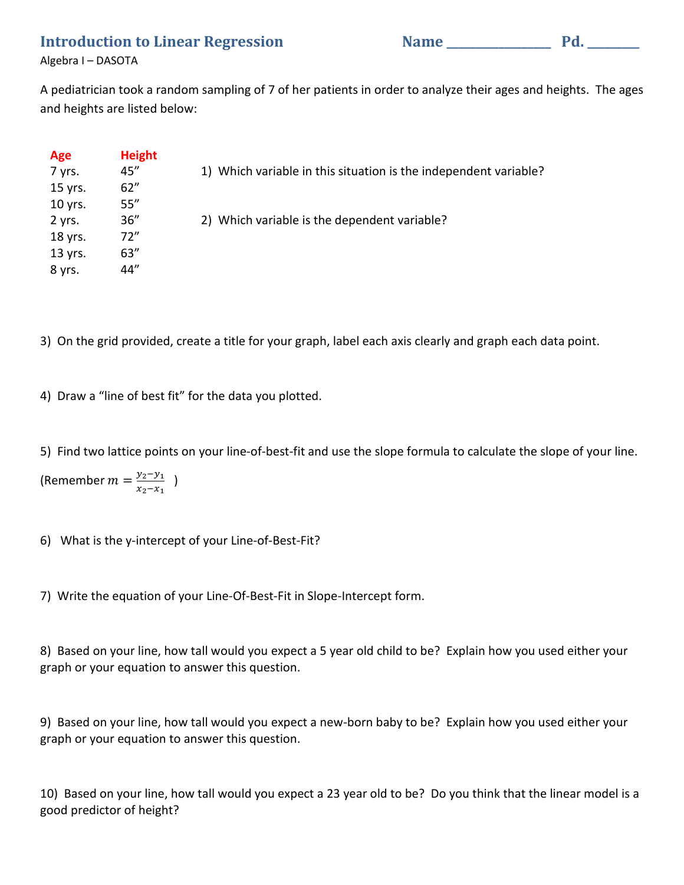## Introduction to Linear Regression

**Name _______________ Pd. _______**

Algebra I – DASOTA

A pediatrician took a random sampling of 7 of her patients in order to analyze their ages and heights. The ages and heights are listed below:

| Age | Height |
|---|---|
| 7 yrs. | 45” |
| 15 yrs. | 62” |
| 10 yrs. | 55” |
| 2 yrs. | 36” |
| 18 yrs. | 72” |
| 13 yrs. | 63” |
| 8 yrs. | 44” |

1) Which variable in this situation is the independent variable?

2) Which variable is the dependent variable?

3) On the grid provided, create a title for your graph, label each axis clearly and graph each data point.

4) Draw a “line of best fit” for the data you plotted.

5) Find two lattice points on your line-of-best-fit and use the slope formula to calculate the slope of your line.

(Remember $m = \frac{y_2 - y_1}{x_2 - x_1}$ )

6) What is the y-intercept of your Line-of-Best-Fit?

7) Write the equation of your Line-Of-Best-Fit in Slope-Intercept form.

8) Based on your line, how tall would you expect a 5 year old child to be? Explain how you used either your graph or your equation to answer this question.

9) Based on your line, how tall would you expect a new-born baby to be? Explain how you used either your graph or your equation to answer this question.

10) Based on your line, how tall would you expect a 23 year old to be? Do you think that the linear model is a good predictor of height?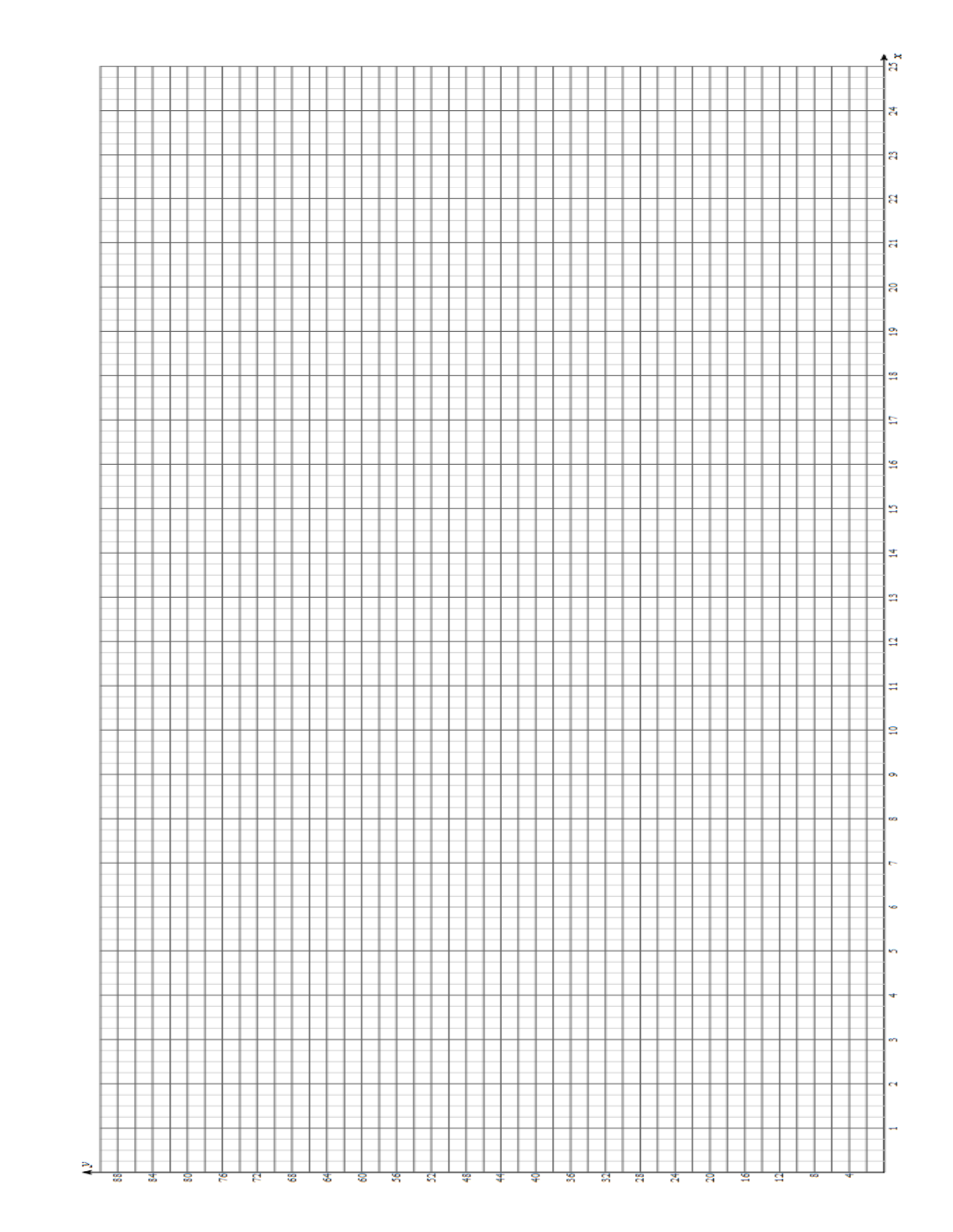y

88
84
80
76
72
68
64
60
56
52
48
44
40
36
32
28
24
20
16
12
8
4

x

1
2
3
4
5
6
7
8
9
10
11
12
13
14
15
16
17
18
19
20
21
22
23
24
25